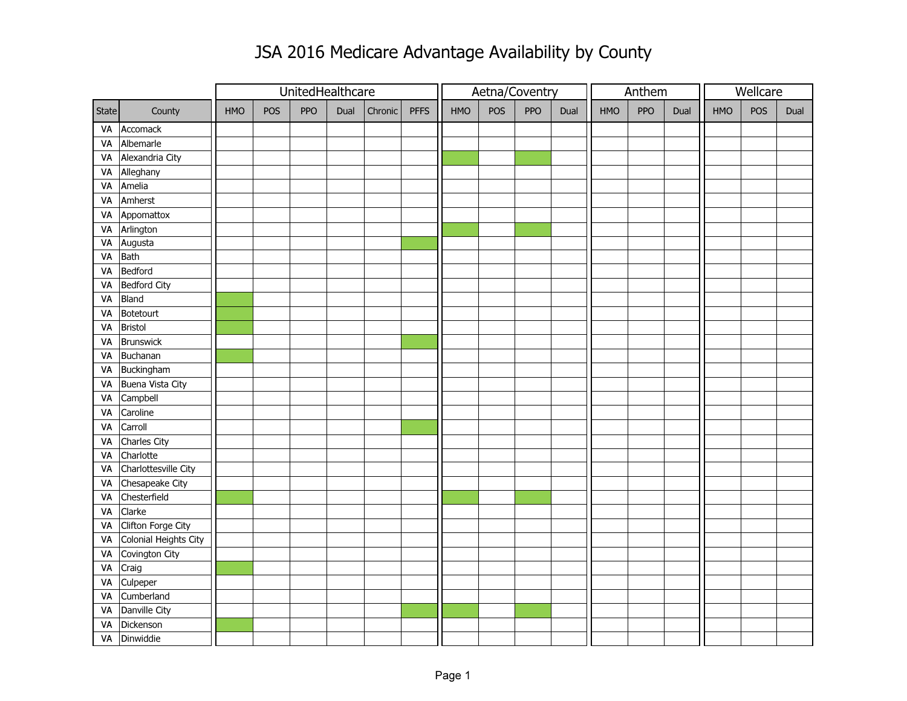# JSA 2016 Medicare Advantage Availability by County

Shaded (available) cells are marked with X.

| | | UnitedHealthcare | | | | | | Aetna/Coventry | | | | Anthem | | | Wellcare | | |
|---|---|---|---|---|---|---|---|---|---|---|---|---|---|---|---|---|---|
| State | County | HMO | POS | PPO | Dual | Chronic | PFFS | HMO | POS | PPO | Dual | HMO | PPO | Dual | HMO | POS | Dual |
| VA | Accomack | | | | | | | | | | | | | | | | |
| VA | Albemarle | | | | | | | | | | | | | | | | |
| VA | Alexandria City | | | | | | | X | | X | | | | | | | |
| VA | Alleghany | | | | | | | | | | | | | | | | |
| VA | Amelia | | | | | | | | | | | | | | | | |
| VA | Amherst | | | | | | | | | | | | | | | | |
| VA | Appomattox | | | | | | | | | | | | | | | | |
| VA | Arlington | | | | | | | X | | X | | | | | | | |
| VA | Augusta | | | | | | X | | | | | | | | | | |
| VA | Bath | | | | | | | | | | | | | | | | |
| VA | Bedford | | | | | | | | | | | | | | | | |
| VA | Bedford City | | | | | | | | | | | | | | | | |
| VA | Bland | X | | | | | | | | | | | | | | | |
| VA | Botetourt | X | | | | | | | | | | | | | | | |
| VA | Bristol | X | | | | | | | | | | | | | | | |
| VA | Brunswick | | | | | | X | | | | | | | | | | |
| VA | Buchanan | X | | | | | | | | | | | | | | | |
| VA | Buckingham | | | | | | | | | | | | | | | | |
| VA | Buena Vista City | | | | | | | | | | | | | | | | |
| VA | Campbell | | | | | | | | | | | | | | | | |
| VA | Caroline | | | | | | | | | | | | | | | | |
| VA | Carroll | | | | | | X | | | | | | | | | | |
| VA | Charles City | | | | | | | | | | | | | | | | |
| VA | Charlotte | | | | | | | | | | | | | | | | |
| VA | Charlottesville City | | | | | | | | | | | | | | | | |
| VA | Chesapeake City | | | | | | | | | | | | | | | | |
| VA | Chesterfield | X | | | | | | X | | X | | | | | | | |
| VA | Clarke | | | | | | | | | | | | | | | | |
| VA | Clifton Forge City | | | | | | | | | | | | | | | | |
| VA | Colonial Heights City | | | | | | | | | | | | | | | | |
| VA | Covington City | | | | | | | | | | | | | | | | |
| VA | Craig | X | | | | | | | | | | | | | | | |
| VA | Culpeper | | | | | | | | | | | | | | | | |
| VA | Cumberland | | | | | | | | | | | | | | | | |
| VA | Danville City | | | | | | X | X | | X | | | | | | | |
| VA | Dickenson | X | | | | | | | | | | | | | | | |
| VA | Dinwiddie | | | | | | | | | | | | | | | | |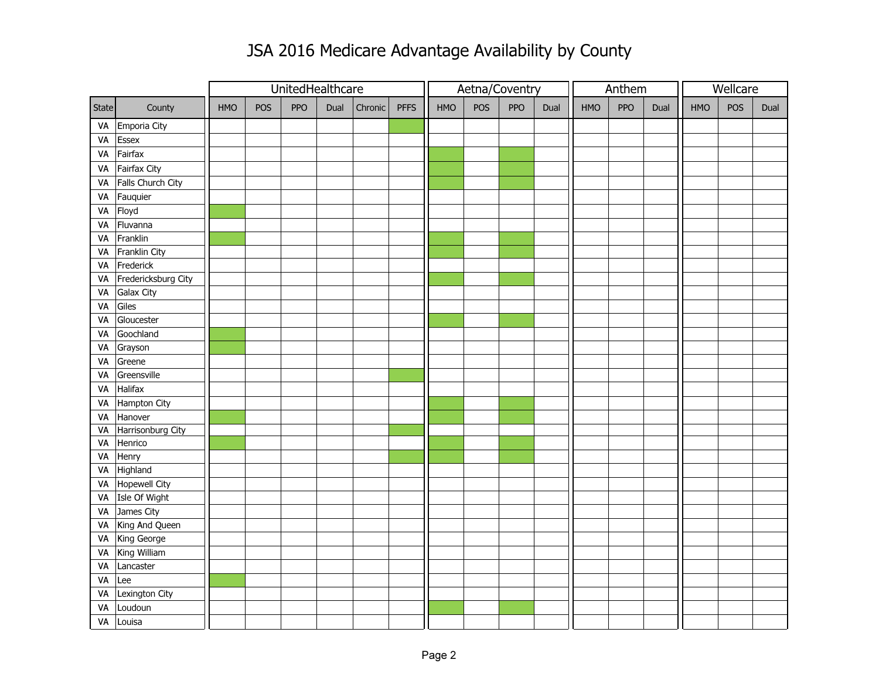# JSA 2016 Medicare Advantage Availability by County

Shaded cells in the source are shown as "X".

| State | County | UnitedHealthcare | | | | | | Aetna/Coventry | | | | Anthem | | | Wellcare | | |
|---|---|---|---|---|---|---|---|---|---|---|---|---|---|---|---|---|---|
| | | HMO | POS | PPO | Dual | Chronic | PFFS | HMO | POS | PPO | Dual | HMO | PPO | Dual | HMO | POS | Dual |
| VA | Emporia City | | | | | | X | | | | | | | | | | |
| VA | Essex | | | | | | | | | | | | | | | | |
| VA | Fairfax | | | | | | | X | | X | | | | | | | |
| VA | Fairfax City | | | | | | | X | | X | | | | | | | |
| VA | Falls Church City | | | | | | | X | | X | | | | | | | |
| VA | Fauquier | | | | | | | | | | | | | | | | |
| VA | Floyd | X | | | | | | | | | | | | | | | |
| VA | Fluvanna | | | | | | | | | | | | | | | | |
| VA | Franklin | X | | | | | | X | | X | | | | | | | |
| VA | Franklin City | | | | | | | X | | X | | | | | | | |
| VA | Frederick | | | | | | | | | | | | | | | | |
| VA | Fredericksburg City | | | | | | | X | | X | | | | | | | |
| VA | Galax City | | | | | | | | | | | | | | | | |
| VA | Giles | | | | | | | | | | | | | | | | |
| VA | Gloucester | | | | | | | X | | X | | | | | | | |
| VA | Goochland | X | | | | | | | | | | | | | | | |
| VA | Grayson | X | | | | | | | | | | | | | | | |
| VA | Greene | | | | | | | | | | | | | | | | |
| VA | Greensville | | | | | | X | | | | | | | | | | |
| VA | Halifax | | | | | | | | | | | | | | | | |
| VA | Hampton City | | | | | | | X | | X | | | | | | | |
| VA | Hanover | X | | | | | | X | | X | | | | | | | |
| VA | Harrisonburg City | | | | | | X | | | | | | | | | | |
| VA | Henrico | X | | | | | | X | | X | | | | | | | |
| VA | Henry | | | | | | X | X | | X | | | | | | | |
| VA | Highland | | | | | | | | | | | | | | | | |
| VA | Hopewell City | | | | | | | | | | | | | | | | |
| VA | Isle Of Wight | | | | | | | | | | | | | | | | |
| VA | James City | | | | | | | | | | | | | | | | |
| VA | King And Queen | | | | | | | | | | | | | | | | |
| VA | King George | | | | | | | | | | | | | | | | |
| VA | King William | | | | | | | | | | | | | | | | |
| VA | Lancaster | | | | | | | | | | | | | | | | |
| VA | Lee | X | | | | | | | | | | | | | | | |
| VA | Lexington City | | | | | | | | | | | | | | | | |
| VA | Loudoun | | | | | | | X | | X | | | | | | | |
| VA | Louisa | | | | | | | | | | | | | | | | |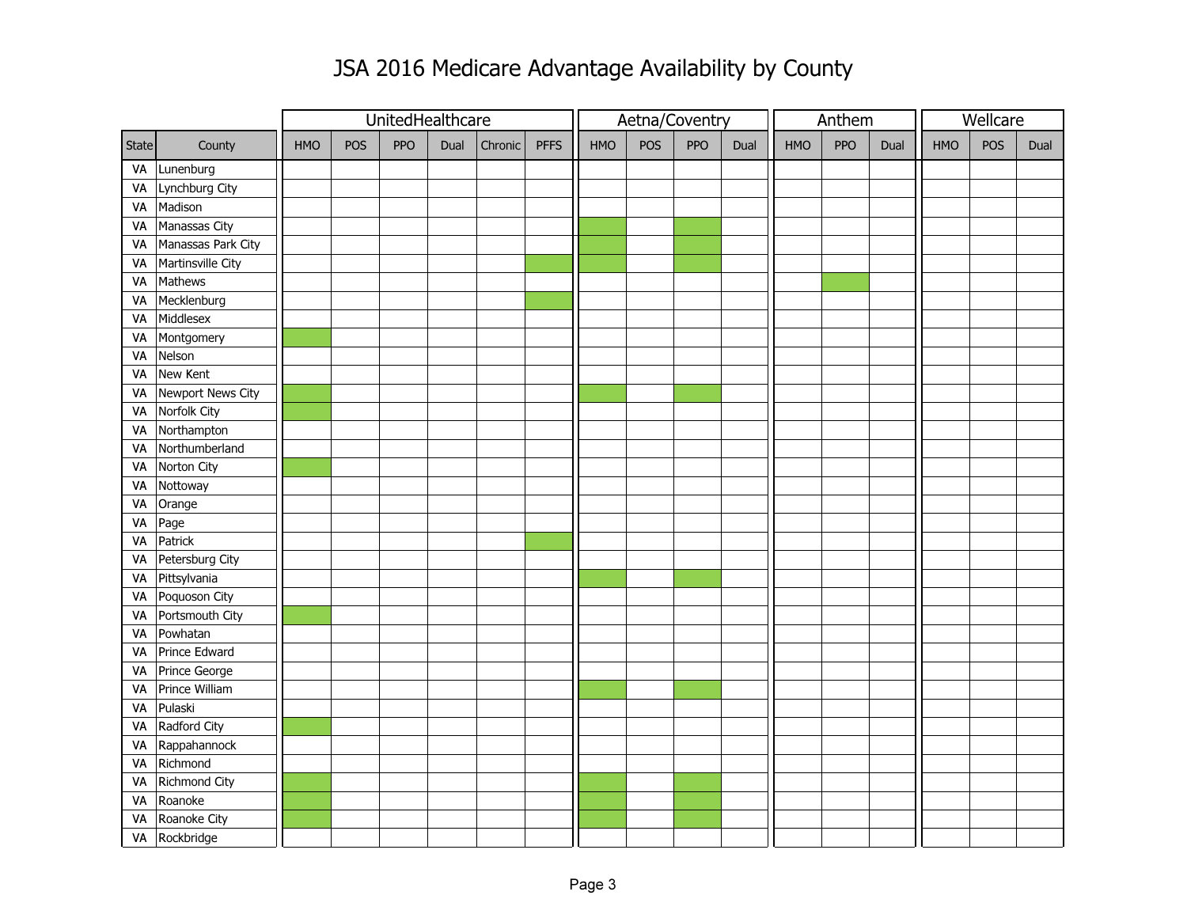# JSA 2016 Medicare Advantage Availability by County

| | | UnitedHealthcare | | | | | | Aetna/Coventry | | | | Anthem | | | Wellcare | | |
|---|---|---|---|---|---|---|---|---|---|---|---|---|---|---|---|---|---|
| State | County | HMO | POS | PPO | Dual | Chronic | PFFS | HMO | POS | PPO | Dual | HMO | PPO | Dual | HMO | POS | Dual |
| VA | Lunenburg | | | | | | | | | | | | | | | | |
| VA | Lynchburg City | | | | | | | | | | | | | | | | |
| VA | Madison | | | | | | | | | | | | | | | | |
| VA | Manassas City | | | | | | | X | | X | | | | | | | |
| VA | Manassas Park City | | | | | | | X | | X | | | | | | | |
| VA | Martinsville City | | | | | | X | X | | X | | | | | | | |
| VA | Mathews | | | | | | | | | | | | X | | | | |
| VA | Mecklenburg | | | | | | X | | | | | | | | | | |
| VA | Middlesex | | | | | | | | | | | | | | | | |
| VA | Montgomery | X | | | | | | | | | | | | | | | |
| VA | Nelson | | | | | | | | | | | | | | | | |
| VA | New Kent | | | | | | | | | | | | | | | | |
| VA | Newport News City | X | | | | | | X | | X | | | | | | | |
| VA | Norfolk City | X | | | | | | | | | | | | | | | |
| VA | Northampton | | | | | | | | | | | | | | | | |
| VA | Northumberland | | | | | | | | | | | | | | | | |
| VA | Norton City | X | | | | | | | | | | | | | | | |
| VA | Nottoway | | | | | | | | | | | | | | | | |
| VA | Orange | | | | | | | | | | | | | | | | |
| VA | Page | | | | | | | | | | | | | | | | |
| VA | Patrick | | | | | | X | | | | | | | | | | |
| VA | Petersburg City | | | | | | | | | | | | | | | | |
| VA | Pittsylvania | | | | | | | X | | X | | | | | | | |
| VA | Poquoson City | | | | | | | | | | | | | | | | |
| VA | Portsmouth City | X | | | | | | | | | | | | | | | |
| VA | Powhatan | | | | | | | | | | | | | | | | |
| VA | Prince Edward | | | | | | | | | | | | | | | | |
| VA | Prince George | | | | | | | | | | | | | | | | |
| VA | Prince William | | | | | | | X | | X | | | | | | | |
| VA | Pulaski | | | | | | | | | | | | | | | | |
| VA | Radford City | X | | | | | | | | | | | | | | | |
| VA | Rappahannock | | | | | | | | | | | | | | | | |
| VA | Richmond | | | | | | | | | | | | | | | | |
| VA | Richmond City | X | | | | | | X | | X | | | | | | | |
| VA | Roanoke | X | | | | | | X | | X | | | | | | | |
| VA | Roanoke City | X | | | | | | X | | X | | | | | | | |
| VA | Rockbridge | | | | | | | | | | | | | | | | |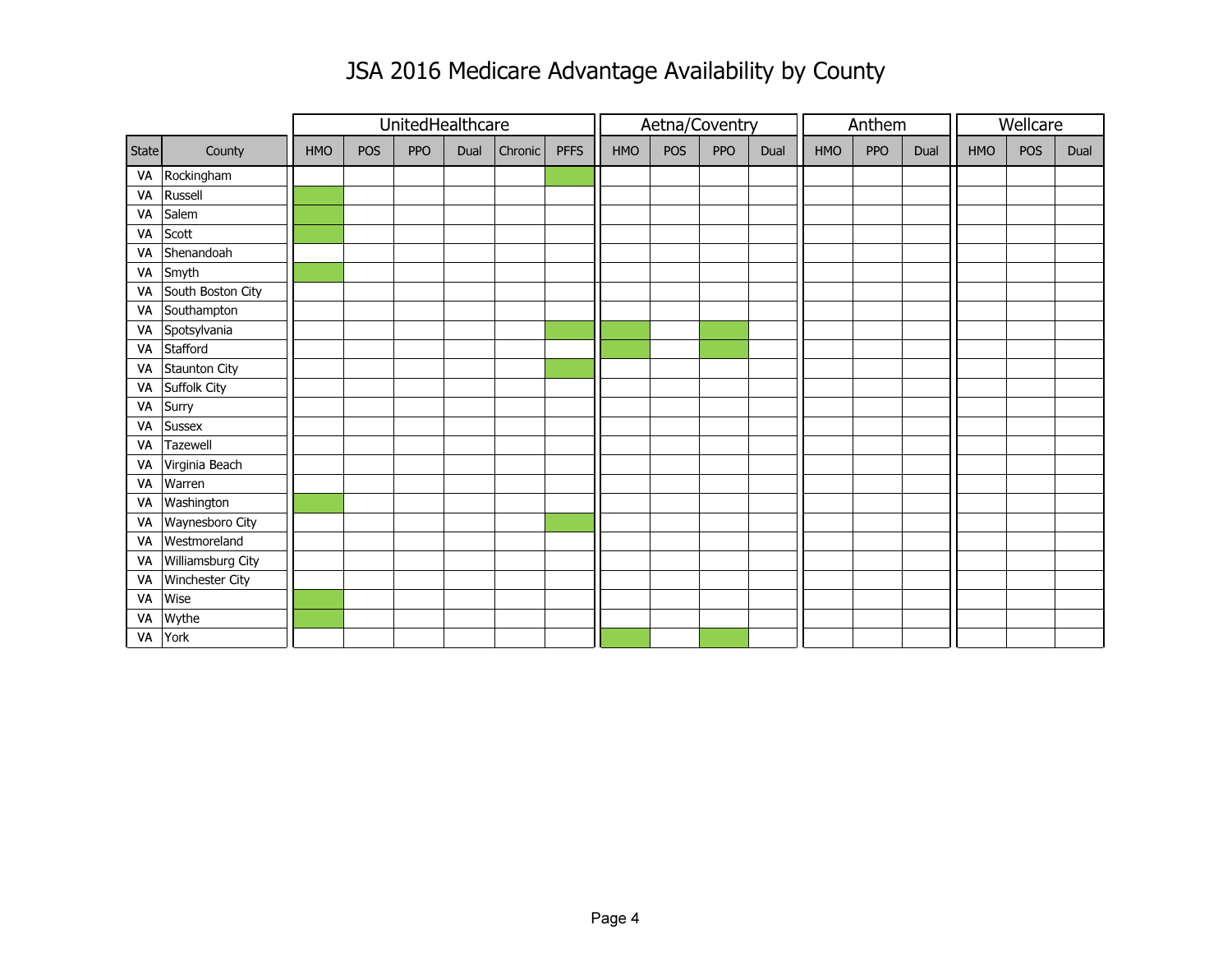# JSA 2016 Medicare Advantage Availability by County

| | | UnitedHealthcare | | | | | | Aetna/Coventry | | | | Anthem | | | Wellcare | | |
|---|---|---|---|---|---|---|---|---|---|---|---|---|---|---|---|---|---|
| State | County | HMO | POS | PPO | Dual | Chronic | PFFS | HMO | POS | PPO | Dual | HMO | PPO | Dual | HMO | POS | Dual |
| VA | Rockingham | | | | | | X | | | | | | | | | | |
| VA | Russell | X | | | | | | | | | | | | | | | |
| VA | Salem | X | | | | | | | | | | | | | | | |
| VA | Scott | X | | | | | | | | | | | | | | | |
| VA | Shenandoah | | | | | | | | | | | | | | | | |
| VA | Smyth | X | | | | | | | | | | | | | | | |
| VA | South Boston City | | | | | | | | | | | | | | | | |
| VA | Southampton | | | | | | | | | | | | | | | | |
| VA | Spotsylvania | | | | | | X | X | | X | | | | | | | |
| VA | Stafford | | | | | | | X | | X | | | | | | | |
| VA | Staunton City | | | | | | X | | | | | | | | | | |
| VA | Suffolk City | | | | | | | | | | | | | | | | |
| VA | Surry | | | | | | | | | | | | | | | | |
| VA | Sussex | | | | | | | | | | | | | | | | |
| VA | Tazewell | | | | | | | | | | | | | | | | |
| VA | Virginia Beach | | | | | | | | | | | | | | | | |
| VA | Warren | | | | | | | | | | | | | | | | |
| VA | Washington | X | | | | | | | | | | | | | | | |
| VA | Waynesboro City | | | | | | X | | | | | | | | | | |
| VA | Westmoreland | | | | | | | | | | | | | | | | |
| VA | Williamsburg City | | | | | | | | | | | | | | | | |
| VA | Winchester City | | | | | | | | | | | | | | | | |
| VA | Wise | X | | | | | | | | | | | | | | | |
| VA | Wythe | X | | | | | | | | | | | | | | | |
| VA | York | | | | | | | X | | X | | | | | | | |